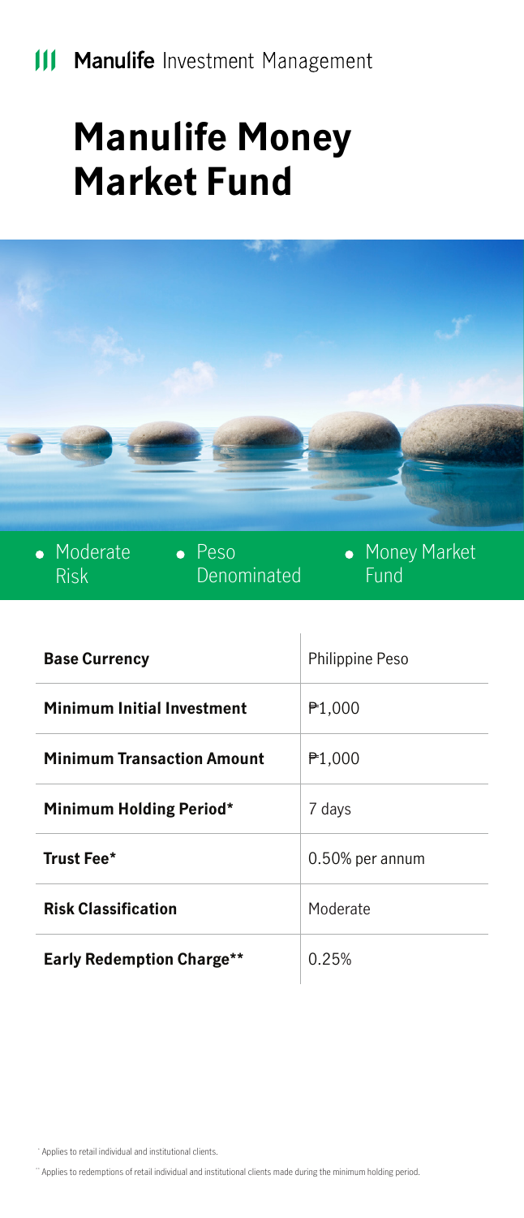Manulife Investment Management

# Manulife Money Market Fund

- Moderate Risk
- Peso Denominated
- Money Market Fund

| | |
|---|---|
| **Base Currency** | Philippine Peso |
| **Minimum Initial Investment** | ₱1,000 |
| **Minimum Transaction Amount** | ₱1,000 |
| **Minimum Holding Period*** | 7 days |
| **Trust Fee*** | 0.50% per annum |
| **Risk Classification** | Moderate |
| **Early Redemption Charge**** | 0.25% |

* Applies to retail individual and institutional clients.

** Applies to redemptions of retail individual and institutional clients made during the minimum holding period.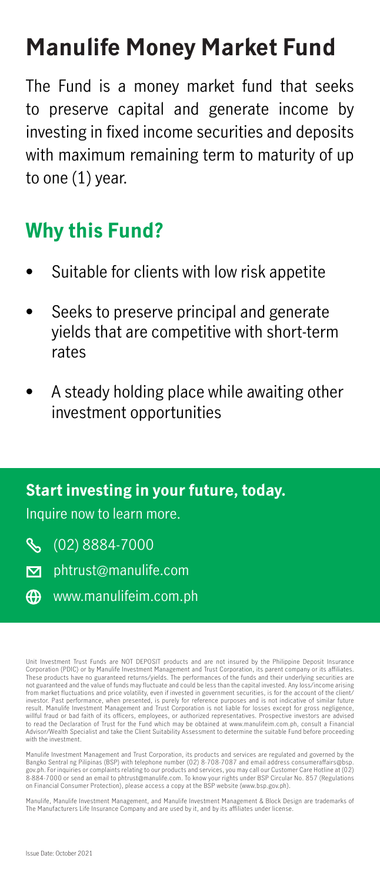# Manulife Money Market Fund

The Fund is a money market fund that seeks to preserve capital and generate income by investing in fixed income securities and deposits with maximum remaining term to maturity of up to one (1) year.

## Why this Fund?

- Suitable for clients with low risk appetite
- Seeks to preserve principal and generate yields that are competitive with short-term rates
- A steady holding place while awaiting other investment opportunities

### Start investing in your future, today.

Inquire now to learn more.

- (02) 8884-7000
- phtrust@manulife.com
- www.manulifeim.com.ph

Unit Investment Trust Funds are NOT DEPOSIT products and are not insured by the Philippine Deposit Insurance Corporation (PDIC) or by Manulife Investment Management and Trust Corporation, its parent company or its affiliates. These products have no guaranteed returns/yields. The performances of the funds and their underlying securities are not guaranteed and the value of funds may fluctuate and could be less than the capital invested. Any loss/income arising from market fluctuations and price volatility, even if invested in government securities, is for the account of the client/investor. Past performance, when presented, is purely for reference purposes and is not indicative of similar future result. Manulife Investment Management and Trust Corporation is not liable for losses except for gross negligence, willful fraud or bad faith of its officers, employees, or authorized representatives. Prospective investors are advised to read the Declaration of Trust for the Fund which may be obtained at www.manulifeim.com.ph, consult a Financial Advisor/Wealth Specialist and take the Client Suitability Assessment to determine the suitable Fund before proceeding with the investment.

Manulife Investment Management and Trust Corporation, its products and services are regulated and governed by the Bangko Sentral ng Pilipinas (BSP) with telephone number (02) 8-708-7087 and email address consumeraffairs@bsp.gov.ph. For inquiries or complaints relating to our products and services, you may call our Customer Care Hotline at (02) 8-884-7000 or send an email to phtrust@manulife.com. To know your rights under BSP Circular No. 857 (Regulations on Financial Consumer Protection), please access a copy at the BSP website (www.bsp.gov.ph).

Manulife, Manulife Investment Management, and Manulife Investment Management & Block Design are trademarks of The Manufacturers Life Insurance Company and are used by it, and by its affiliates under license.

Issue Date: October 2021